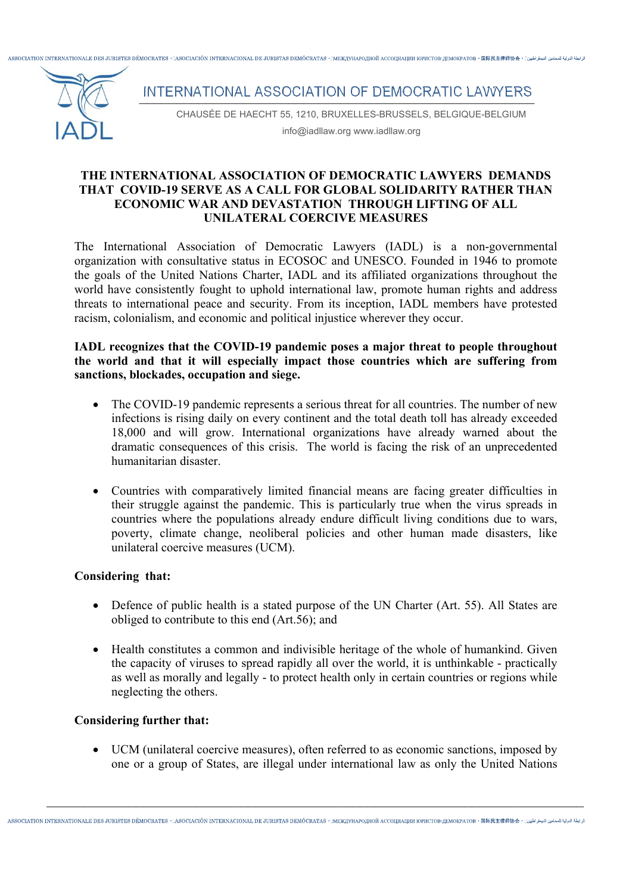INTERNATIONAL ASSOCIATION OF DEMOCRATIC LAWYERS

CHAUSÉE DE HAECHT 55, 1210, BRUXELLES-BRUSSELS, BELGIQUE-BELGIUM

info@iadllaw.org www.iadllaw.org

# THE INTERNATIONAL ASSOCIATION OF DEMOCRATIC LAWYERS DEMANDS THAT COVID-19 SERVE AS A CALL FOR GLOBAL SOLIDARITY RATHER THAN ECONOMIC WAR AND DEVASTATION THROUGH LIFTING OF ALL UNILATERAL COERCIVE MEASURES

The International Association of Democratic Lawyers (IADL) is a non-governmental organization with consultative status in ECOSOC and UNESCO. Founded in 1946 to promote the goals of the United Nations Charter, IADL and its affiliated organizations throughout the world have consistently fought to uphold international law, promote human rights and address threats to international peace and security. From its inception, IADL members have protested racism, colonialism, and economic and political injustice wherever they occur.

**IADL recognizes that the COVID-19 pandemic poses a major threat to people throughout the world and that it will especially impact those countries which are suffering from sanctions, blockades, occupation and siege.**

- The COVID-19 pandemic represents a serious threat for all countries. The number of new infections is rising daily on every continent and the total death toll has already exceeded 18,000 and will grow. International organizations have already warned about the dramatic consequences of this crisis. The world is facing the risk of an unprecedented humanitarian disaster.

- Countries with comparatively limited financial means are facing greater difficulties in their struggle against the pandemic. This is particularly true when the virus spreads in countries where the populations already endure difficult living conditions due to wars, poverty, climate change, neoliberal policies and other human made disasters, like unilateral coercive measures (UCM).

**Considering that:**

- Defence of public health is a stated purpose of the UN Charter (Art. 55). All States are obliged to contribute to this end (Art.56); and

- Health constitutes a common and indivisible heritage of the whole of humankind. Given the capacity of viruses to spread rapidly all over the world, it is unthinkable - practically as well as morally and legally - to protect health only in certain countries or regions while neglecting the others.

**Considering further that:**

- UCM (unilateral coercive measures), often referred to as economic sanctions, imposed by one or a group of States, are illegal under international law as only the United Nations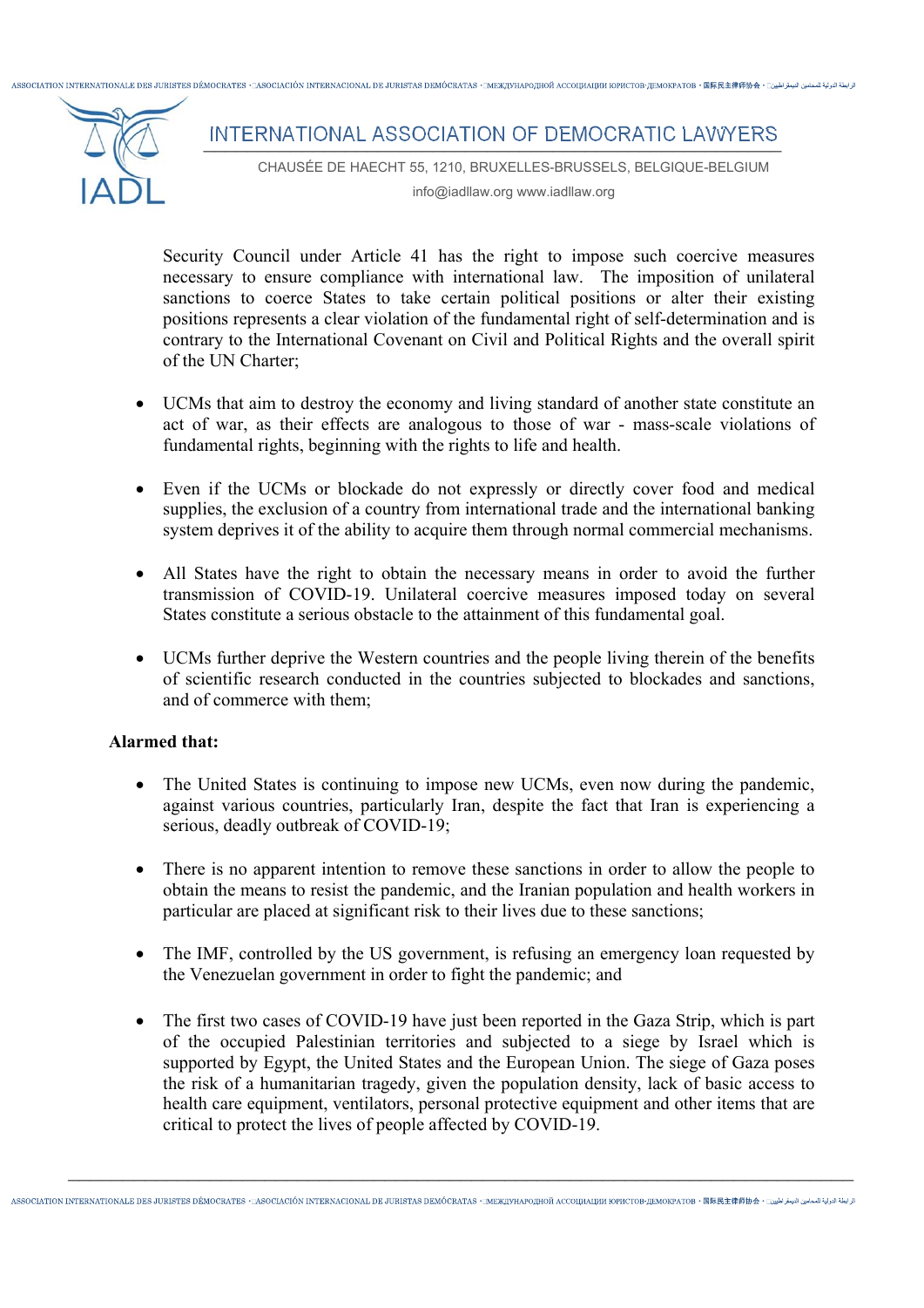Security Council under Article 41 has the right to impose such coercive measures necessary to ensure compliance with international law. The imposition of unilateral sanctions to coerce States to take certain political positions or alter their existing positions represents a clear violation of the fundamental right of self-determination and is contrary to the International Covenant on Civil and Political Rights and the overall spirit of the UN Charter;

- UCMs that aim to destroy the economy and living standard of another state constitute an act of war, as their effects are analogous to those of war - mass-scale violations of fundamental rights, beginning with the rights to life and health.

- Even if the UCMs or blockade do not expressly or directly cover food and medical supplies, the exclusion of a country from international trade and the international banking system deprives it of the ability to acquire them through normal commercial mechanisms.

- All States have the right to obtain the necessary means in order to avoid the further transmission of COVID-19. Unilateral coercive measures imposed today on several States constitute a serious obstacle to the attainment of this fundamental goal.

- UCMs further deprive the Western countries and the people living therein of the benefits of scientific research conducted in the countries subjected to blockades and sanctions, and of commerce with them;

**Alarmed that:**

- The United States is continuing to impose new UCMs, even now during the pandemic, against various countries, particularly Iran, despite the fact that Iran is experiencing a serious, deadly outbreak of COVID-19;

- There is no apparent intention to remove these sanctions in order to allow the people to obtain the means to resist the pandemic, and the Iranian population and health workers in particular are placed at significant risk to their lives due to these sanctions;

- The IMF, controlled by the US government, is refusing an emergency loan requested by the Venezuelan government in order to fight the pandemic; and

- The first two cases of COVID-19 have just been reported in the Gaza Strip, which is part of the occupied Palestinian territories and subjected to a siege by Israel which is supported by Egypt, the United States and the European Union. The siege of Gaza poses the risk of a humanitarian tragedy, given the population density, lack of basic access to health care equipment, ventilators, personal protective equipment and other items that are critical to protect the lives of people affected by COVID-19.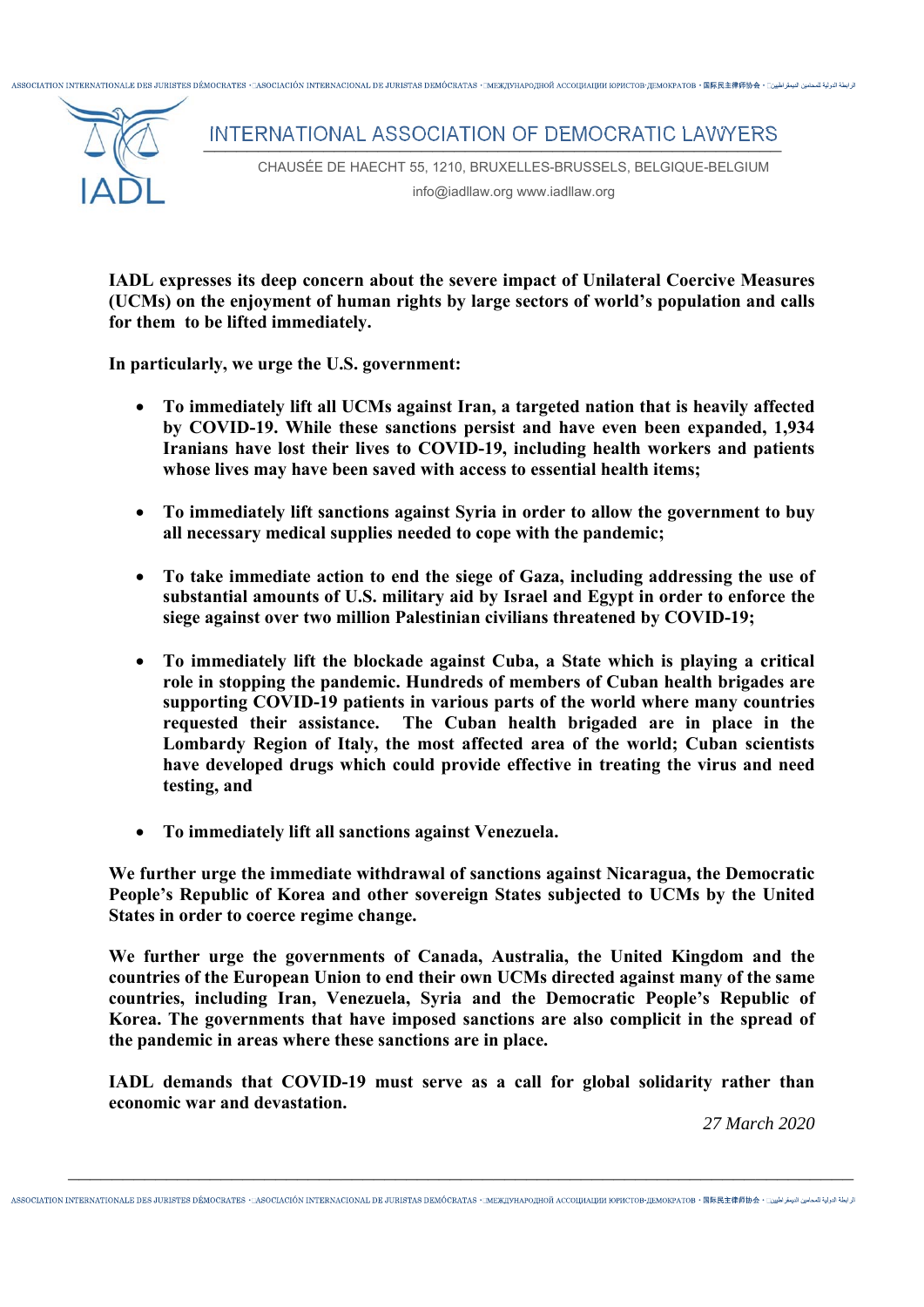**IADL expresses its deep concern about the severe impact of Unilateral Coercive Measures (UCMs) on the enjoyment of human rights by large sectors of world's population and calls for them to be lifted immediately.**

**In particulary, we urge the U.S. government:**

- **To immediately lift all UCMs against Iran, a targeted nation that is heavily affected by COVID-19. While these sanctions persist and have even been expanded, 1,934 Iranians have lost their lives to COVID-19, including health workers and patients whose lives may have been saved with access to essential health items;**
- **To immediately lift sanctions against Syria in order to allow the government to buy all necessary medical supplies needed to cope with the pandemic;**
- **To take immediate action to end the siege of Gaza, including addressing the use of substantial amounts of U.S. military aid by Israel and Egypt in order to enforce the siege against over two million Palestinian civilians threatened by COVID-19;**
- **To immediately lift the blockade against Cuba, a State which is playing a critical role in stopping the pandemic. Hundreds of members of Cuban health brigades are supporting COVID-19 patients in various parts of the world where many countries requested their assistance. The Cuban health brigaded are in place in the Lombardy Region of Italy, the most affected area of the world; Cuban scientists have developed drugs which could provide effective in treating the virus and need testing, and**
- **To immediately lift all sanctions against Venezuela.**

**We further urge the immediate withdrawal of sanctions against Nicaragua, the Democratic People's Republic of Korea and other sovereign States subjected to UCMs by the United States in order to coerce regime change.**

**We further urge the governments of Canada, Australia, the United Kingdom and the countries of the European Union to end their own UCMs directed against many of the same countries, including Iran, Venezuela, Syria and the Democratic People's Republic of Korea. The governments that have imposed sanctions are also complicit in the spread of the pandemic in areas where these sanctions are in place.**

**IADL demands that COVID-19 must serve as a call for global solidarity rather than economic war and devastation.**

*27 March 2020*